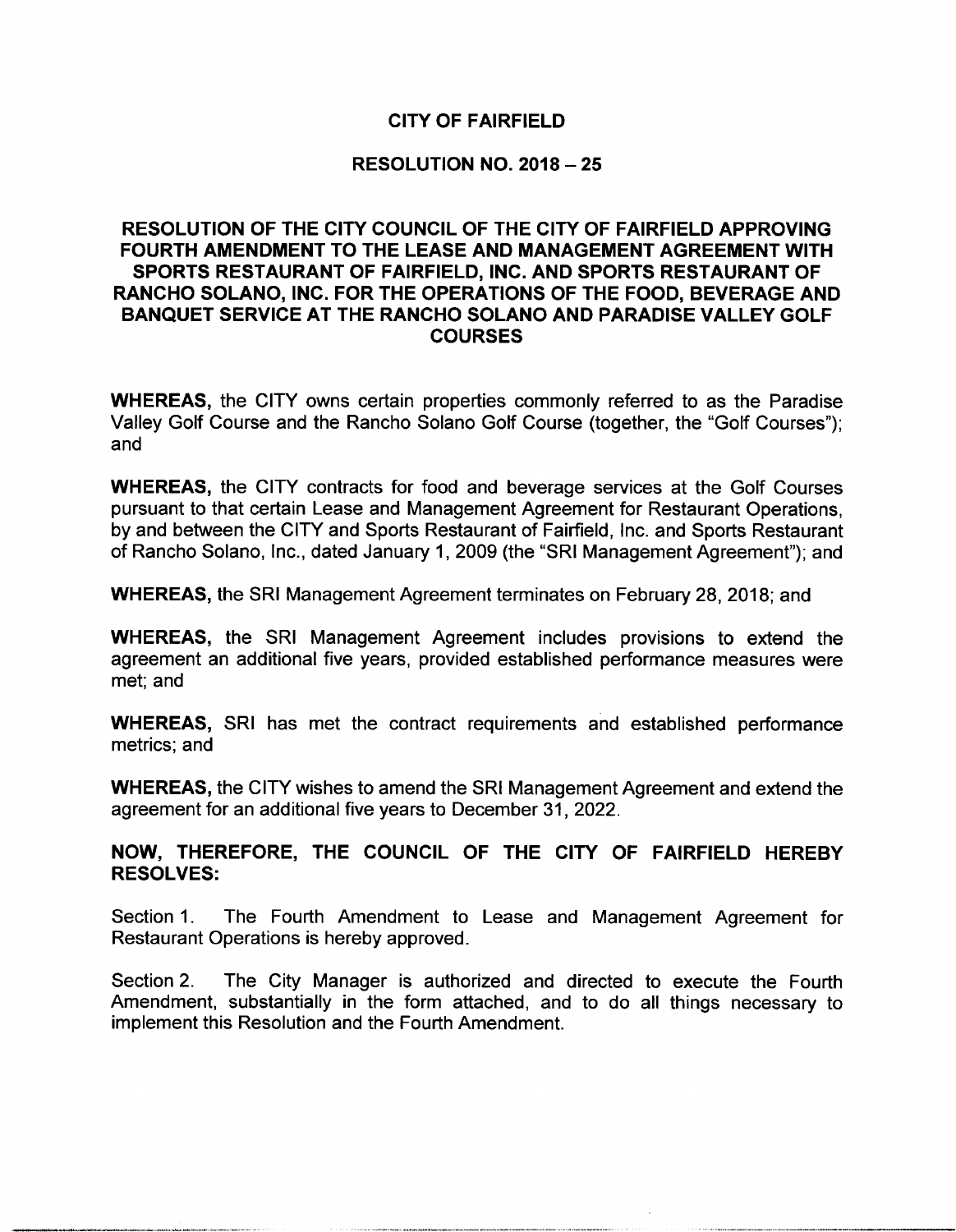# CITY OF FAIRFIELD

## RESOLUTION NO. 2018 – 25

## RESOLUTION OF THE CITY COUNCIL OF THE CITY OF FAIRFIELD APPROVING FOURTH AMENDMENT TO THE LEASE AND MANAGEMENT AGREEMENT WITH SPORTS RESTAURANT OF FAIRFIELD, INC. AND SPORTS RESTAURANT OF RANCHO SOLANO, INC. FOR THE OPERATIONS OF THE FOOD, BEVERAGE AND BANQUET SERVICE AT THE RANCHO SOLANO AND PARADISE VALLEY GOLF COURSES

**WHEREAS,** the CITY owns certain properties commonly referred to as the Paradise Valley Golf Course and the Rancho Solano Golf Course (together, the "Golf Courses"); and

**WHEREAS,** the CITY contracts for food and beverage services at the Golf Courses pursuant to that certain Lease and Management Agreement for Restaurant Operations, by and between the CITY and Sports Restaurant of Fairfield, Inc. and Sports Restaurant of Rancho Solano, Inc., dated January 1, 2009 (the "SRI Management Agreement"); and

**WHEREAS,** the SRI Management Agreement terminates on February 28, 2018; and

**WHEREAS,** the SRI Management Agreement includes provisions to extend the agreement an additional five years, provided established performance measures were met; and

**WHEREAS,** SRI has met the contract requirements and established performance metrics; and

**WHEREAS,** the CITY wishes to amend the SRI Management Agreement and extend the agreement for an additional five years to December 31, 2022.

**NOW, THEREFORE, THE COUNCIL OF THE CITY OF FAIRFIELD HEREBY RESOLVES:**

Section 1. The Fourth Amendment to Lease and Management Agreement for Restaurant Operations is hereby approved.

Section 2. The City Manager is authorized and directed to execute the Fourth Amendment, substantially in the form attached, and to do all things necessary to implement this Resolution and the Fourth Amendment.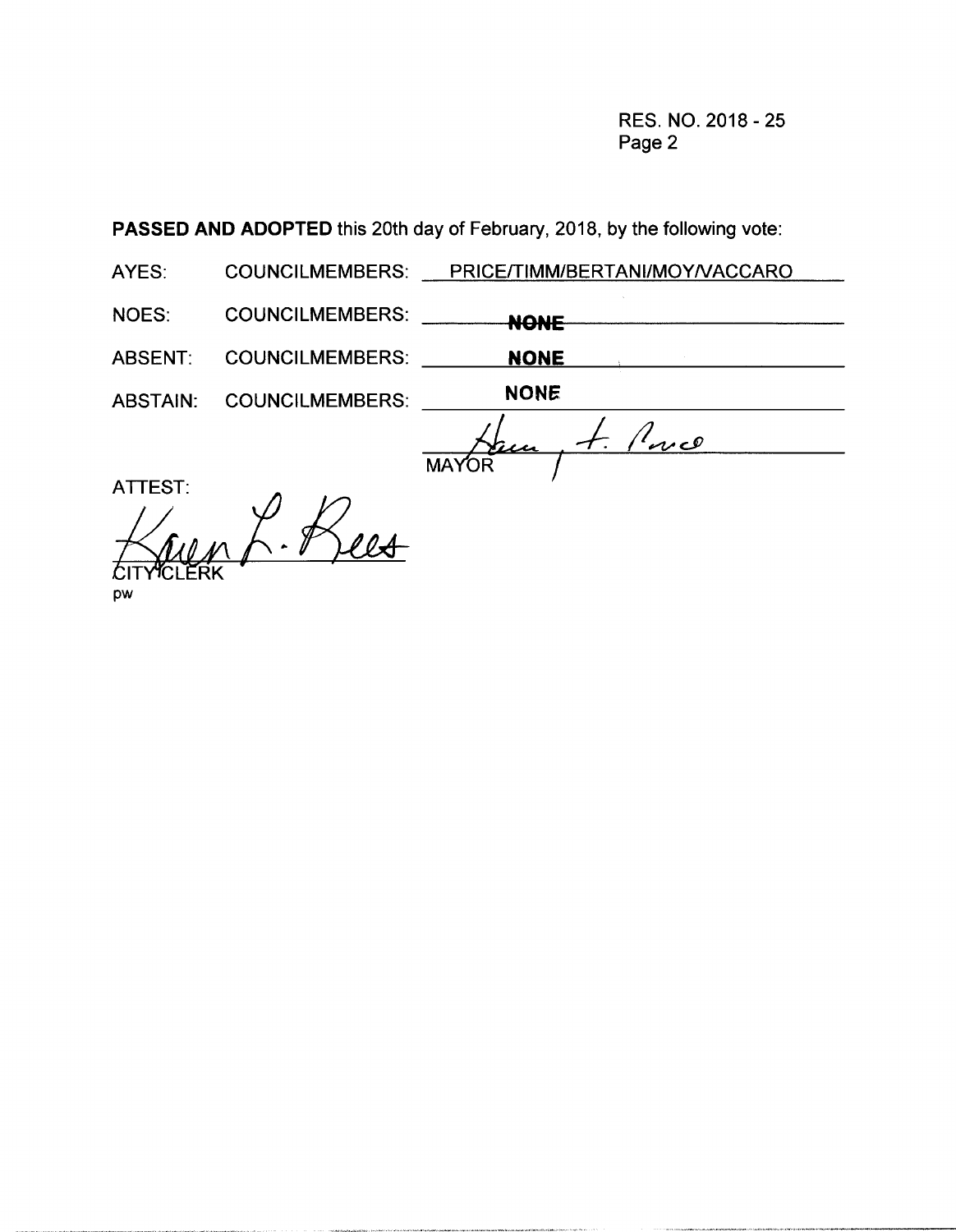RES. NO. 2018 - 25
Page 2

**PASSED AND ADOPTED** this 20th day of February, 2018, by the following vote:

AYES: COUNCILMEMBERS: PRICE/TIMM/BERTANI/MOY/VACCARO

NOES: COUNCILMEMBERS: **NONE**

ABSENT: COUNCILMEMBERS: **NONE**

ABSTAIN: COUNCILMEMBERS: **NONE**

MAYOR

ATTEST:

CITY CLERK

pw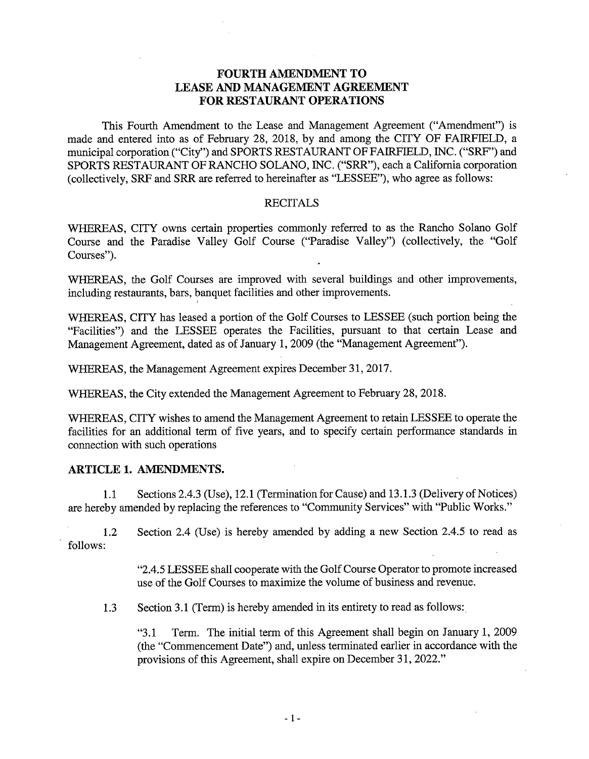# FOURTH AMENDMENT TO LEASE AND MANAGEMENT AGREEMENT FOR RESTAURANT OPERATIONS

This Fourth Amendment to the Lease and Management Agreement ("Amendment") is made and entered into as of February 28, 2018, by and among the CITY OF FAIRFIELD, a municipal corporation ("City") and SPORTS RESTAURANT OF FAIRFIELD, INC. ("SRF") and SPORTS RESTAURANT OF RANCHO SOLANO, INC. ("SRR"), each a California corporation (collectively, SRF and SRR are referred to hereinafter as "LESSEE"), who agree as follows:

## RECITALS

WHEREAS, CITY owns certain properties commonly referred to as the Rancho Solano Golf Course and the Paradise Valley Golf Course ("Paradise Valley") (collectively, the "Golf Courses").

WHEREAS, the Golf Courses are improved with several buildings and other improvements, including restaurants, bars, banquet facilities and other improvements.

WHEREAS, CITY has leased a portion of the Golf Courses to LESSEE (such portion being the "Facilities") and the LESSEE operates the Facilities, pursuant to that certain Lease and Management Agreement, dated as of January 1, 2009 (the "Management Agreement").

WHEREAS, the Management Agreement expires December 31, 2017.

WHEREAS, the City extended the Management Agreement to February 28, 2018.

WHEREAS, CITY wishes to amend the Management Agreement to retain LESSEE to operate the facilities for an additional term of five years, and to specify certain performance standards in connection with such operations

## ARTICLE 1. AMENDMENTS.

1.1 Sections 2.4.3 (Use), 12.1 (Termination for Cause) and 13.1.3 (Delivery of Notices) are hereby amended by replacing the references to "Community Services" with "Public Works."

1.2 Section 2.4 (Use) is hereby amended by adding a new Section 2.4.5 to read as follows:

> "2.4.5 LESSEE shall cooperate with the Golf Course Operator to promote increased use of the Golf Courses to maximize the volume of business and revenue.

1.3 Section 3.1 (Term) is hereby amended in its entirety to read as follows:

> "3.1 Term. The initial term of this Agreement shall begin on January 1, 2009 (the "Commencement Date") and, unless terminated earlier in accordance with the provisions of this Agreement, shall expire on December 31, 2022."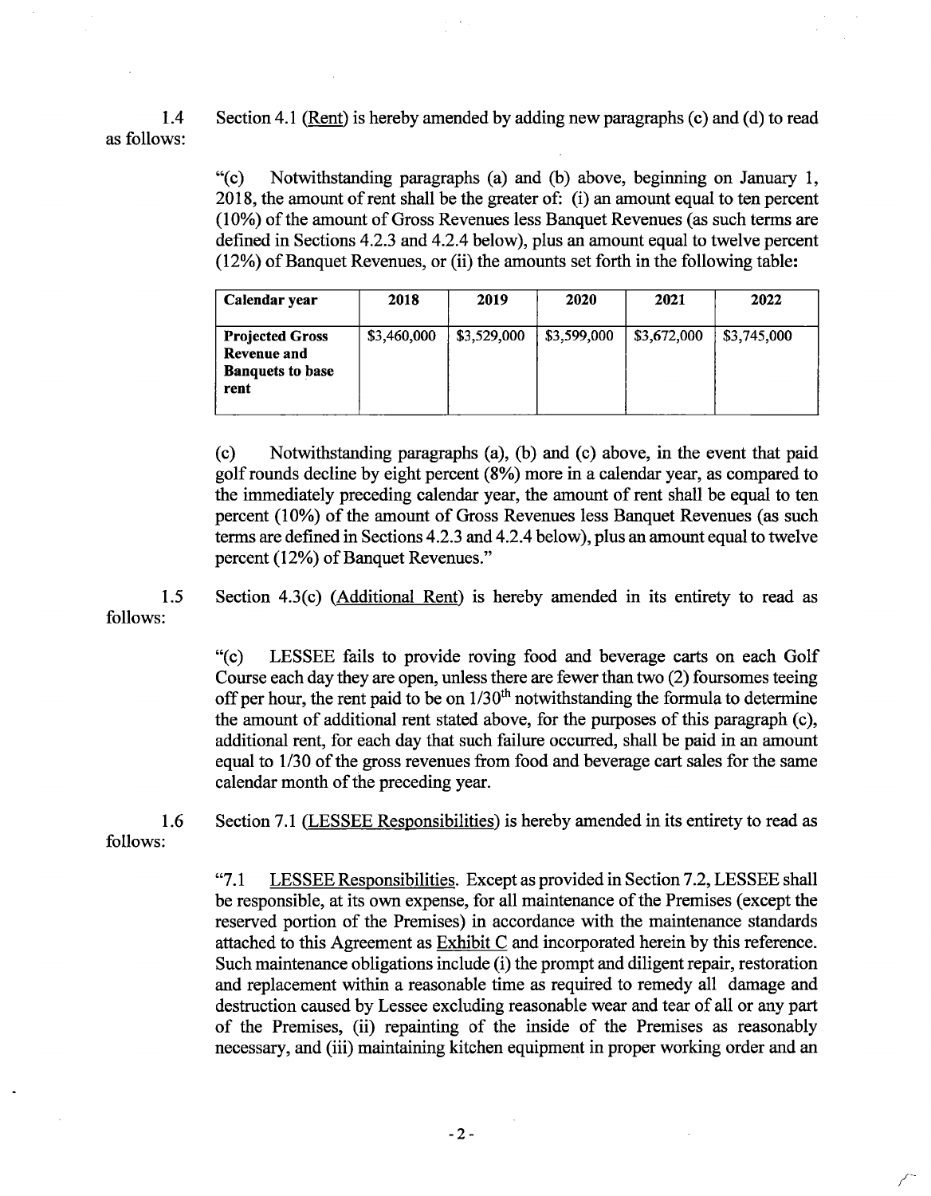1.4 Section 4.1 (Rent) is hereby amended by adding new paragraphs (c) and (d) to read as follows:

"(c) Notwithstanding paragraphs (a) and (b) above, beginning on January 1, 2018, the amount of rent shall be the greater of: (i) an amount equal to ten percent (10%) of the amount of Gross Revenues less Banquet Revenues (as such terms are defined in Sections 4.2.3 and 4.2.4 below), plus an amount equal to twelve percent (12%) of Banquet Revenues, or (ii) the amounts set forth in the following table:

| **Calendar year** | **2018** | **2019** | **2020** | **2021** | **2022** |
|---|---|---|---|---|---|
| **Projected Gross Revenue and Banquets to base rent** | $3,460,000 | $3,529,000 | $3,599,000 | $3,672,000 | $3,745,000 |

(c) Notwithstanding paragraphs (a), (b) and (c) above, in the event that paid golf rounds decline by eight percent (8%) more in a calendar year, as compared to the immediately preceding calendar year, the amount of rent shall be equal to ten percent (10%) of the amount of Gross Revenues less Banquet Revenues (as such terms are defined in Sections 4.2.3 and 4.2.4 below), plus an amount equal to twelve percent (12%) of Banquet Revenues."

1.5 Section 4.3(c) (Additional Rent) is hereby amended in its entirety to read as follows:

"(c) LESSEE fails to provide roving food and beverage carts on each Golf Course each day they are open, unless there are fewer than two (2) foursomes teeing off per hour, the rent paid to be on 1/30th notwithstanding the formula to determine the amount of additional rent stated above, for the purposes of this paragraph (c), additional rent, for each day that such failure occurred, shall be paid in an amount equal to 1/30 of the gross revenues from food and beverage cart sales for the same calendar month of the preceding year.

1.6 Section 7.1 (LESSEE Responsibilities) is hereby amended in its entirety to read as follows:

"7.1 LESSEE Responsibilities. Except as provided in Section 7.2, LESSEE shall be responsible, at its own expense, for all maintenance of the Premises (except the reserved portion of the Premises) in accordance with the maintenance standards attached to this Agreement as Exhibit C and incorporated herein by this reference. Such maintenance obligations include (i) the prompt and diligent repair, restoration and replacement within a reasonable time as required to remedy all damage and destruction caused by Lessee excluding reasonable wear and tear of all or any part of the Premises, (ii) repainting of the inside of the Premises as reasonably necessary, and (iii) maintaining kitchen equipment in proper working order and an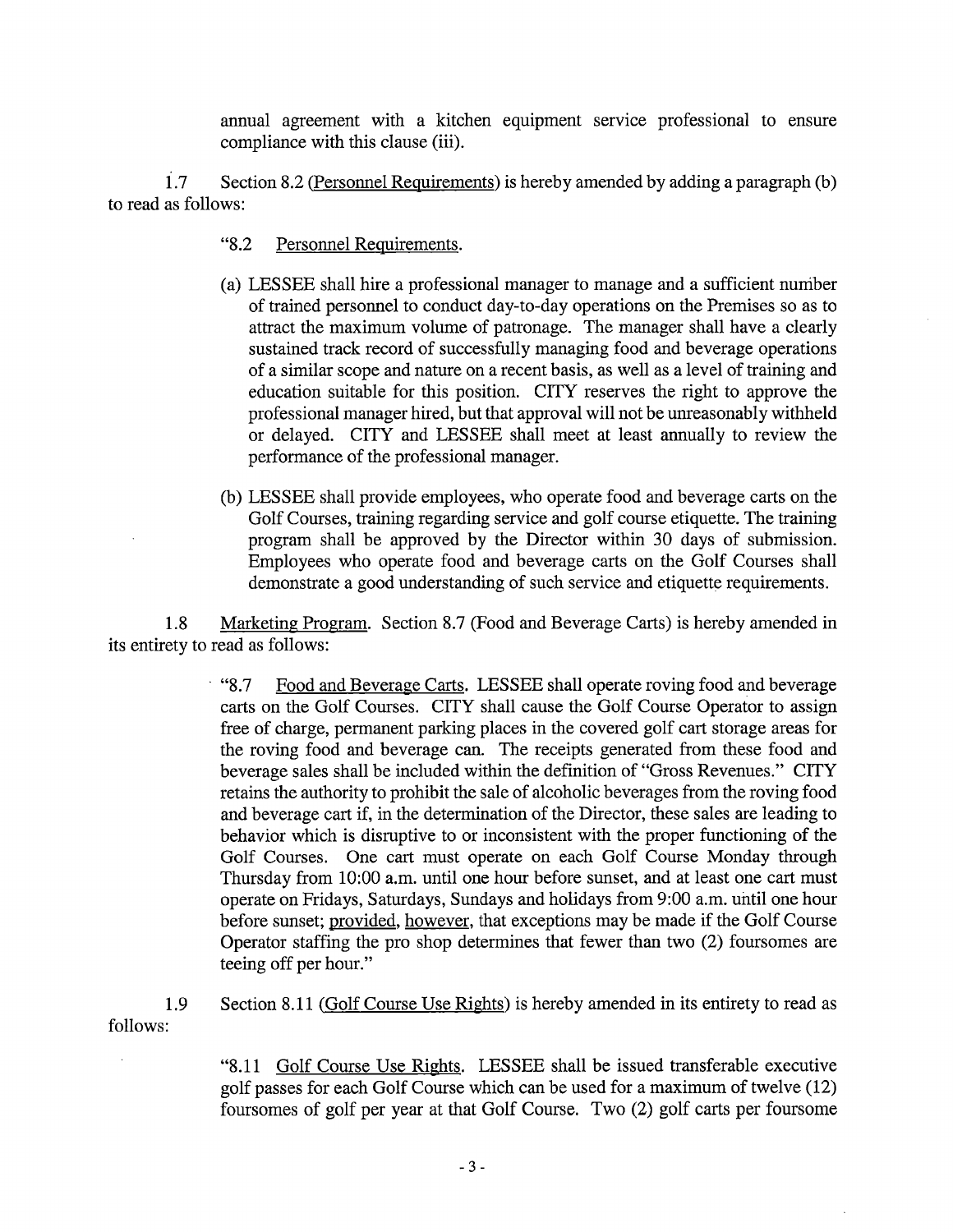annual agreement with a kitchen equipment service professional to ensure compliance with this clause (iii).

1.7 Section 8.2 (Personnel Requirements) is hereby amended by adding a paragraph (b) to read as follows:

> "8.2 Personnel Requirements.
>
> (a) LESSEE shall hire a professional manager to manage and a sufficient number of trained personnel to conduct day-to-day operations on the Premises so as to attract the maximum volume of patronage. The manager shall have a clearly sustained track record of successfully managing food and beverage operations of a similar scope and nature on a recent basis, as well as a level of training and education suitable for this position. CITY reserves the right to approve the professional manager hired, but that approval will not be unreasonably withheld or delayed. CITY and LESSEE shall meet at least annually to review the performance of the professional manager.
>
> (b) LESSEE shall provide employees, who operate food and beverage carts on the Golf Courses, training regarding service and golf course etiquette. The training program shall be approved by the Director within 30 days of submission. Employees who operate food and beverage carts on the Golf Courses shall demonstrate a good understanding of such service and etiquette requirements.

1.8 Marketing Program. Section 8.7 (Food and Beverage Carts) is hereby amended in its entirety to read as follows:

> "8.7 Food and Beverage Carts. LESSEE shall operate roving food and beverage carts on the Golf Courses. CITY shall cause the Golf Course Operator to assign free of charge, permanent parking places in the covered golf cart storage areas for the roving food and beverage can. The receipts generated from these food and beverage sales shall be included within the definition of "Gross Revenues." CITY retains the authority to prohibit the sale of alcoholic beverages from the roving food and beverage cart if, in the determination of the Director, these sales are leading to behavior which is disruptive to or inconsistent with the proper functioning of the Golf Courses. One cart must operate on each Golf Course Monday through Thursday from 10:00 a.m. until one hour before sunset, and at least one cart must operate on Fridays, Saturdays, Sundays and holidays from 9:00 a.m. until one hour before sunset; provided, however, that exceptions may be made if the Golf Course Operator staffing the pro shop determines that fewer than two (2) foursomes are teeing off per hour."

1.9 Section 8.11 (Golf Course Use Rights) is hereby amended in its entirety to read as follows:

> "8.11 Golf Course Use Rights. LESSEE shall be issued transferable executive golf passes for each Golf Course which can be used for a maximum of twelve (12) foursomes of golf per year at that Golf Course. Two (2) golf carts per foursome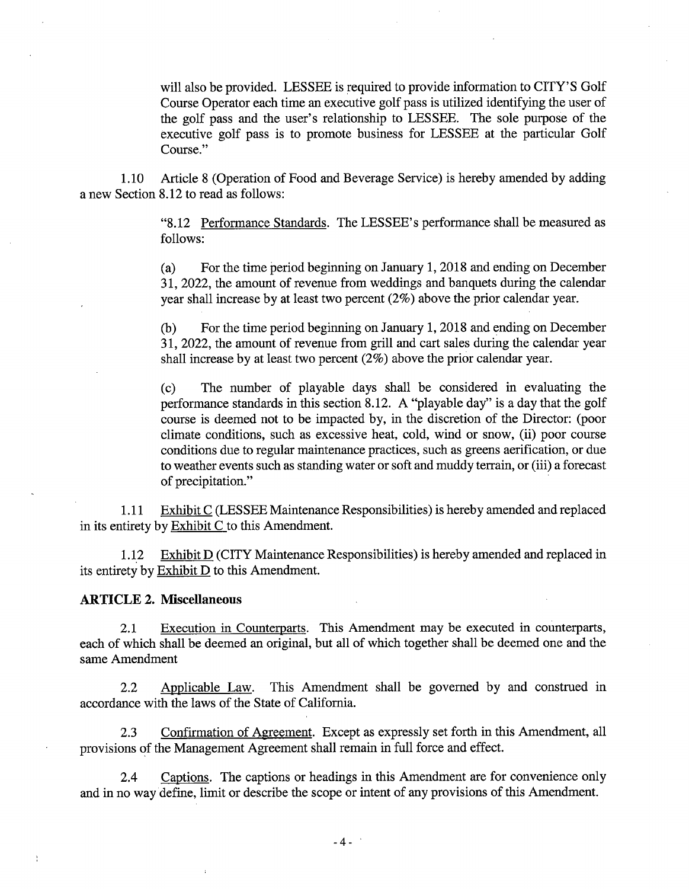will also be provided. LESSEE is required to provide information to CITY'S Golf Course Operator each time an executive golf pass is utilized identifying the user of the golf pass and the user's relationship to LESSEE. The sole purpose of the executive golf pass is to promote business for LESSEE at the particular Golf Course."

1.10 Article 8 (Operation of Food and Beverage Service) is hereby amended by adding a new Section 8.12 to read as follows:

"8.12 Performance Standards. The LESSEE's performance shall be measured as follows:

(a) For the time period beginning on January 1, 2018 and ending on December 31, 2022, the amount of revenue from weddings and banquets during the calendar year shall increase by at least two percent (2%) above the prior calendar year.

(b) For the time period beginning on January 1, 2018 and ending on December 31, 2022, the amount of revenue from grill and cart sales during the calendar year shall increase by at least two percent (2%) above the prior calendar year.

(c) The number of playable days shall be considered in evaluating the performance standards in this section 8.12. A "playable day" is a day that the golf course is deemed not to be impacted by, in the discretion of the Director: (poor climate conditions, such as excessive heat, cold, wind or snow, (ii) poor course conditions due to regular maintenance practices, such as greens aerification, or due to weather events such as standing water or soft and muddy terrain, or (iii) a forecast of precipitation."

1.11 Exhibit C (LESSEE Maintenance Responsibilities) is hereby amended and replaced in its entirety by Exhibit C to this Amendment.

1.12 Exhibit D (CITY Maintenance Responsibilities) is hereby amended and replaced in its entirety by Exhibit D to this Amendment.

**ARTICLE 2. Miscellaneous**

2.1 Execution in Counterparts. This Amendment may be executed in counterparts, each of which shall be deemed an original, but all of which together shall be deemed one and the same Amendment

2.2 Applicable Law. This Amendment shall be governed by and construed in accordance with the laws of the State of California.

2.3 Confirmation of Agreement. Except as expressly set forth in this Amendment, all provisions of the Management Agreement shall remain in full force and effect.

2.4 Captions. The captions or headings in this Amendment are for convenience only and in no way define, limit or describe the scope or intent of any provisions of this Amendment.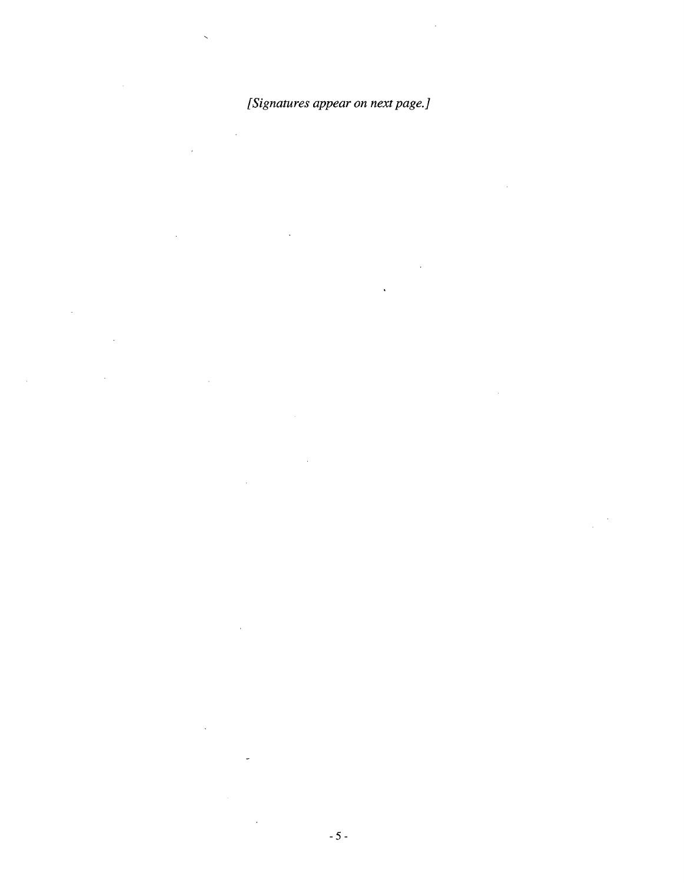*[Signatures appear on next page.]*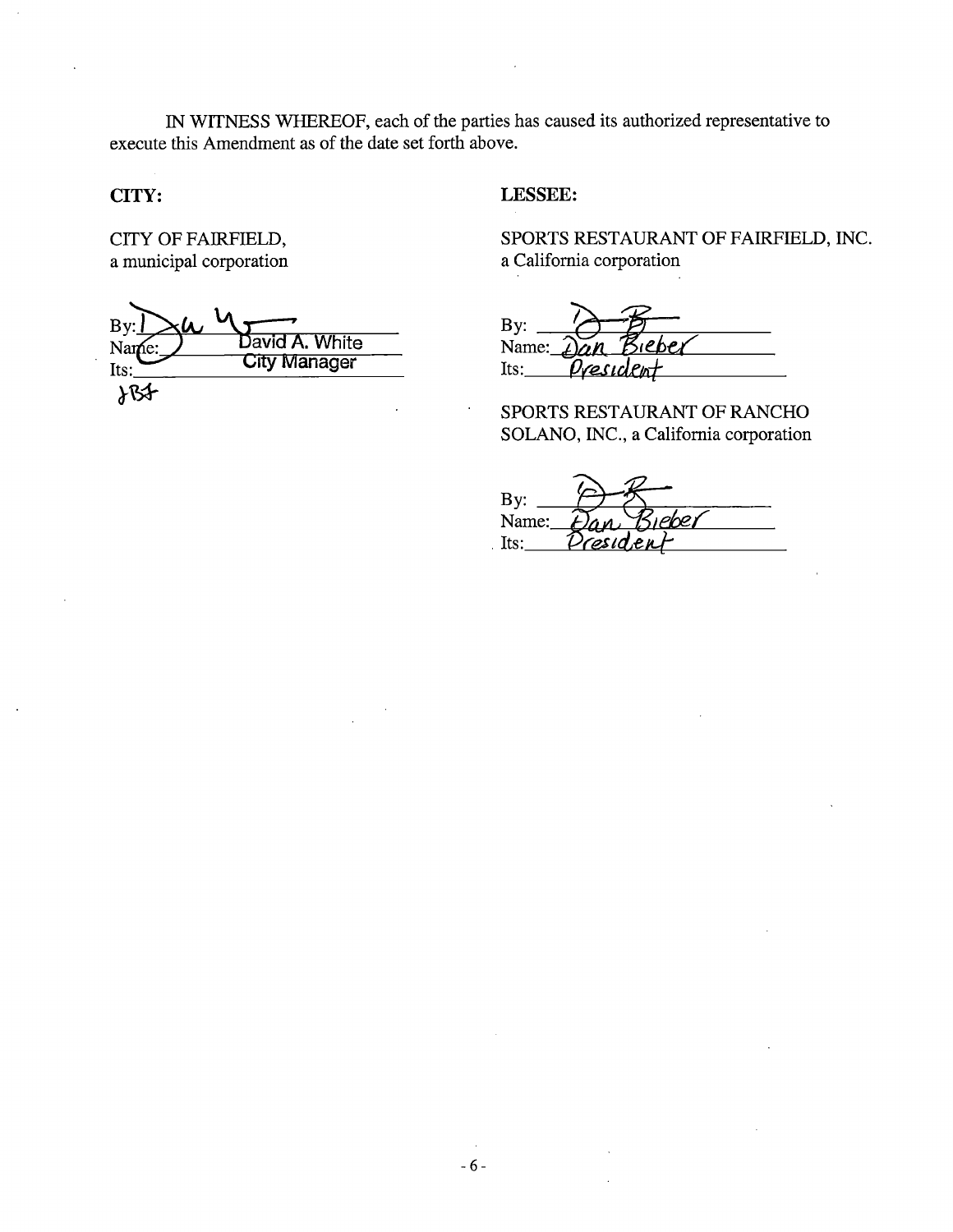IN WITNESS WHEREOF, each of the parties has caused its authorized representative to execute this Amendment as of the date set forth above.

**CITY:**

CITY OF FAIRFIELD,
a municipal corporation

By: ______________________
Name: David A. White
Its: City Manager

JBF

**LESSEE:**

SPORTS RESTAURANT OF FAIRFIELD, INC.
a California corporation

By: ______________________
Name: Dan Bieber
Its: President

SPORTS RESTAURANT OF RANCHO SOLANO, INC., a California corporation

By: ______________________
Name: Dan Bieber
Its: President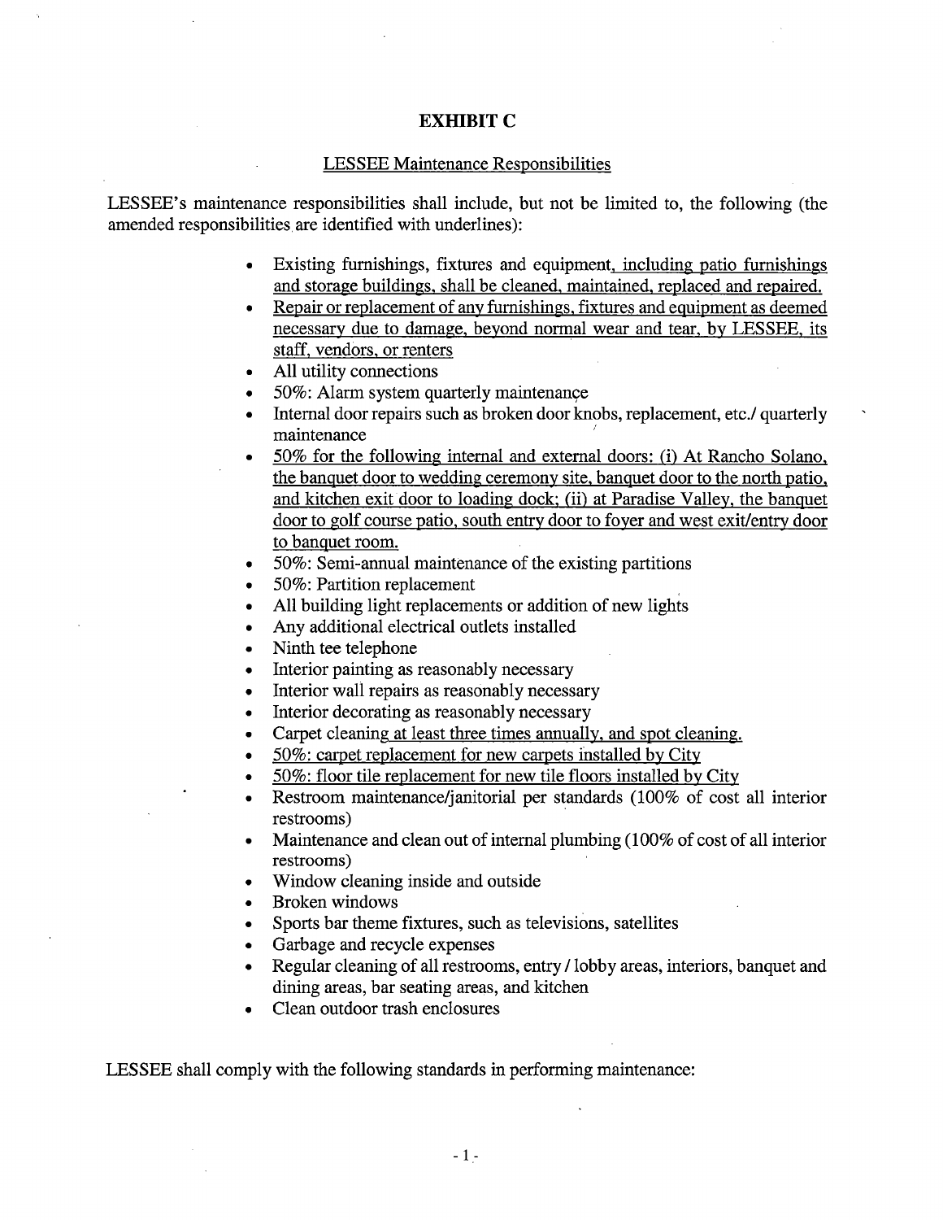## EXHIBIT C

LESSEE Maintenance Responsibilities

LESSEE's maintenance responsibilities shall include, but not be limited to, the following (the amended responsibilities are identified with underlines):

- Existing furnishings, fixtures and equipment, including patio furnishings and storage buildings, shall be cleaned, maintained, replaced and repaired.
- Repair or replacement of any furnishings, fixtures and equipment as deemed necessary due to damage, beyond normal wear and tear, by LESSEE, its staff, vendors, or renters
- All utility connections
- 50%: Alarm system quarterly maintenance
- Internal door repairs such as broken door knobs, replacement, etc./ quarterly maintenance
- 50% for the following internal and external doors: (i) At Rancho Solano, the banquet door to wedding ceremony site, banquet door to the north patio, and kitchen exit door to loading dock; (ii) at Paradise Valley, the banquet door to golf course patio, south entry door to foyer and west exit/entry door to banquet room.
- 50%: Semi-annual maintenance of the existing partitions
- 50%: Partition replacement
- All building light replacements or addition of new lights
- Any additional electrical outlets installed
- Ninth tee telephone
- Interior painting as reasonably necessary
- Interior wall repairs as reasonably necessary
- Interior decorating as reasonably necessary
- Carpet cleaning at least three times annually, and spot cleaning.
- 50%: carpet replacement for new carpets installed by City
- 50%: floor tile replacement for new tile floors installed by City
- Restroom maintenance/janitorial per standards (100% of cost all interior restrooms)
- Maintenance and clean out of internal plumbing (100% of cost of all interior restrooms)
- Window cleaning inside and outside
- Broken windows
- Sports bar theme fixtures, such as televisions, satellites
- Garbage and recycle expenses
- Regular cleaning of all restrooms, entry / lobby areas, interiors, banquet and dining areas, bar seating areas, and kitchen
- Clean outdoor trash enclosures

LESSEE shall comply with the following standards in performing maintenance: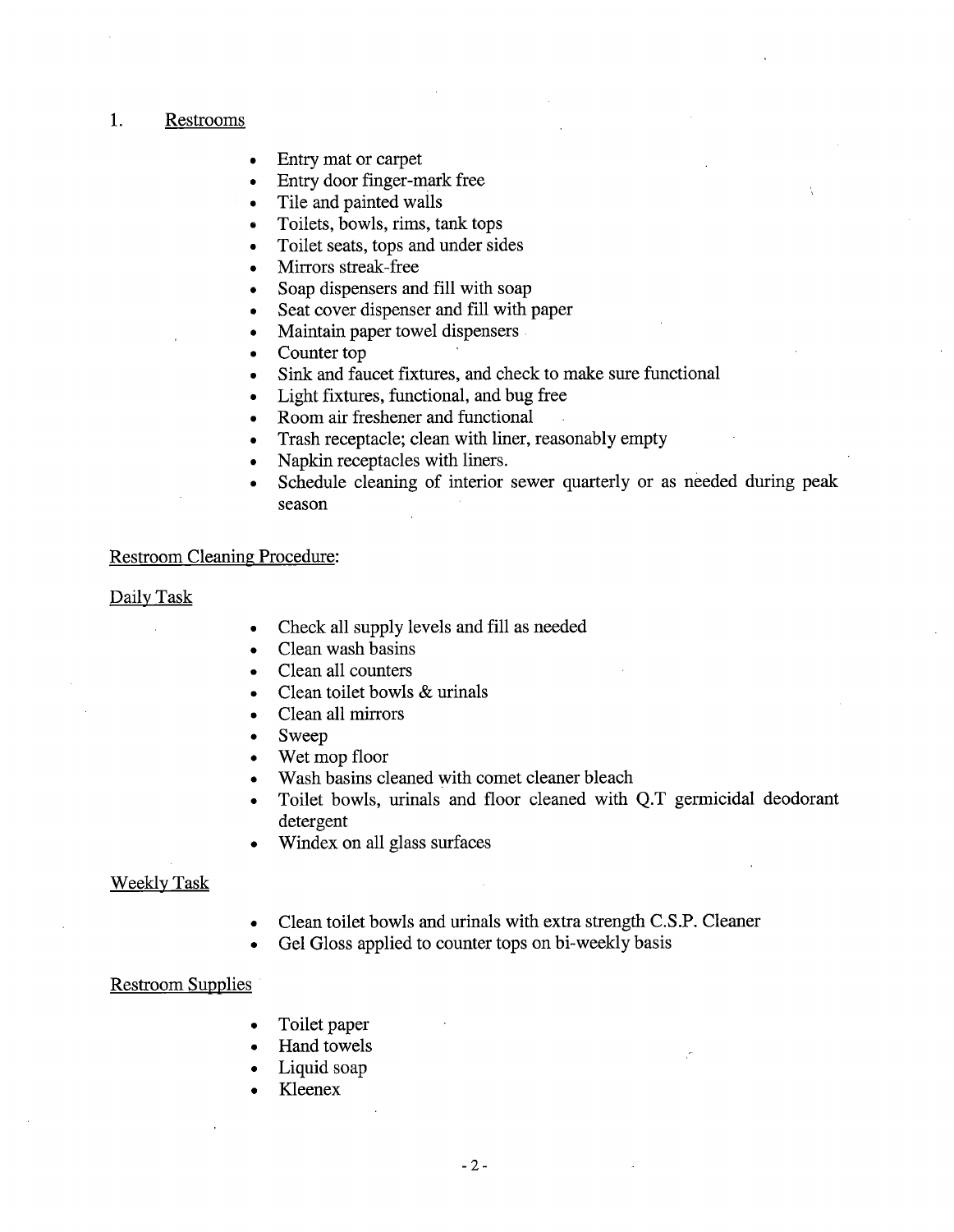1. Restroom

- Entry mat or carpet
- Entry door finger-mark free
- Tile and painted walls
- Toilets, bowls, rims, tank tops
- Toilet seats, tops and under sides
- Mirrors streak-free
- Soap dispensers and fill with soap
- Seat cover dispenser and fill with paper
- Maintain paper towel dispensers
- Counter top
- Sink and faucet fixtures, and check to make sure functional
- Light fixtures, functional, and bug free
- Room air freshener and functional
- Trash receptacle; clean with liner, reasonably empty
- Napkin receptacles with liners.
- Schedule cleaning of interior sewer quarterly or as needed during peak season

Restroom Cleaning Procedure:

Daily Task

- Check all supply levels and fill as needed
- Clean wash basins
- Clean all counters
- Clean toilet bowls & urinals
- Clean all mirrors
- Sweep
- Wet mop floor
- Wash basins cleaned with comet cleaner bleach
- Toilet bowls, urinals and floor cleaned with Q.T germicidal deodorant detergent
- Windex on all glass surfaces

Weekly Task

- Clean toilet bowls and urinals with extra strength C.S.P. Cleaner
- Gel Gloss applied to counter tops on bi-weekly basis

Restroom Supplies

- Toilet paper
- Hand towels
- Liquid soap
- Kleenex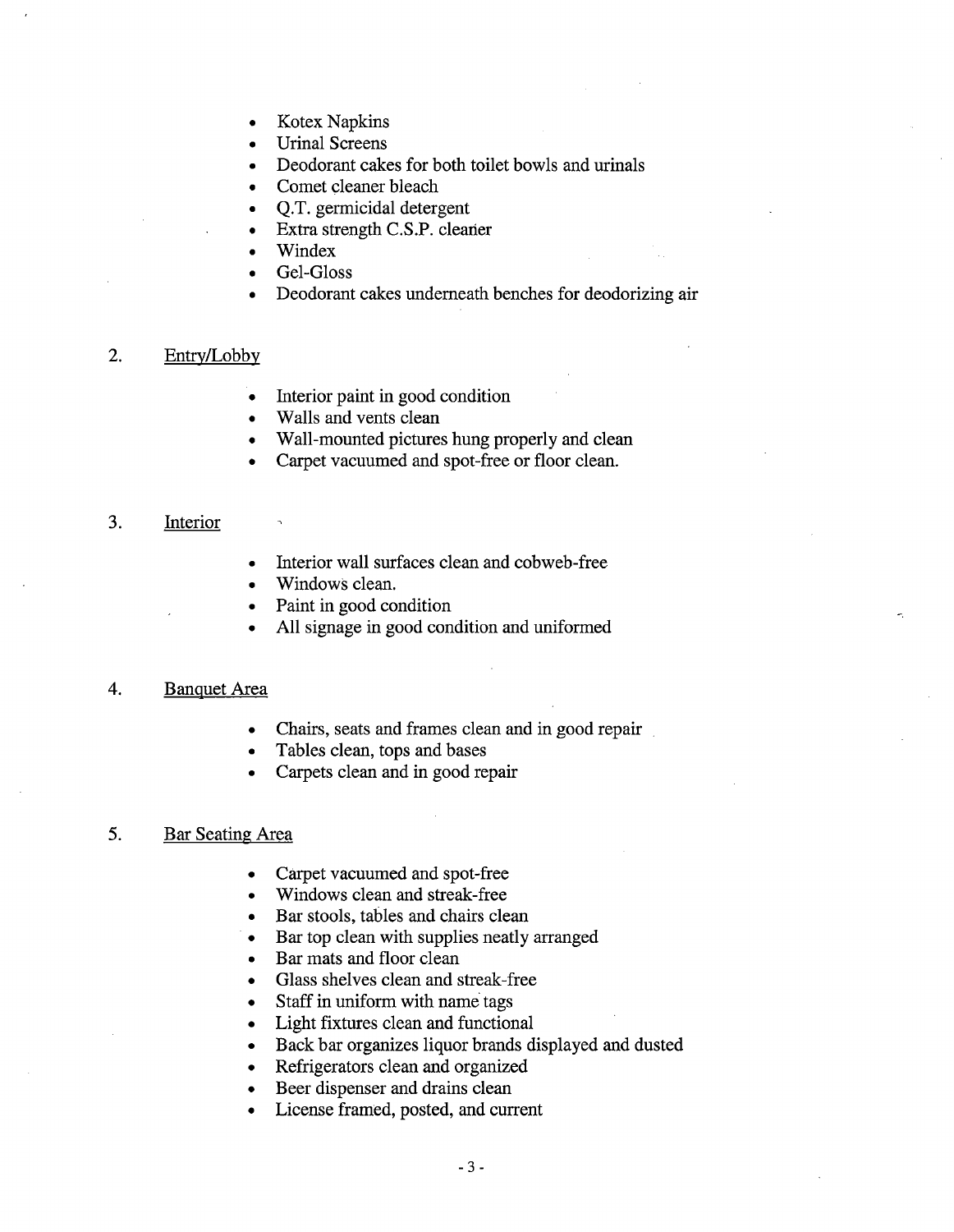- Kotex Napkins
- Urinal Screens
- Deodorant cakes for both toilet bowls and urinals
- Comet cleaner bleach
- Q.T. germicidal detergent
- Extra strength C.S.P. cleaner
- Windex
- Gel-Gloss
- Deodorant cakes underneath benches for deodorizing air

2. <u>Entry/Lobby</u>

- Interior paint in good condition
- Walls and vents clean
- Wall-mounted pictures hung properly and clean
- Carpet vacuumed and spot-free or floor clean.

3. <u>Interior</u>

- Interior wall surfaces clean and cobweb-free
- Windows clean.
- Paint in good condition
- All signage in good condition and uniformed

4. <u>Banquet Area</u>

- Chairs, seats and frames clean and in good repair
- Tables clean, tops and bases
- Carpets clean and in good repair

5. <u>Bar Seating Area</u>

- Carpet vacuumed and spot-free
- Windows clean and streak-free
- Bar stools, tables and chairs clean
- Bar top clean with supplies neatly arranged
- Bar mats and floor clean
- Glass shelves clean and streak-free
- Staff in uniform with name tags
- Light fixtures clean and functional
- Back bar organizes liquor brands displayed and dusted
- Refrigerators clean and organized
- Beer dispenser and drains clean
- License framed, posted, and current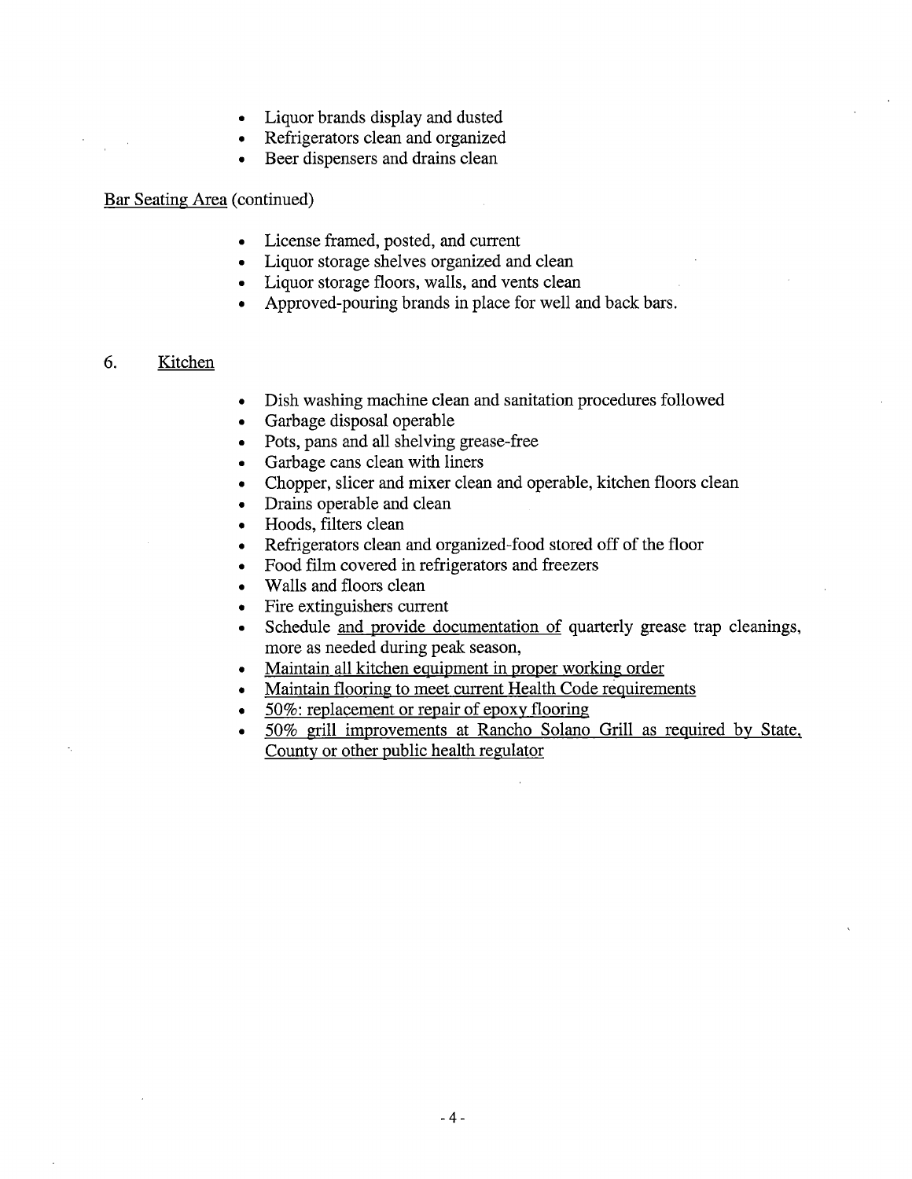- Liquor brands display and dusted
- Refrigerators clean and organized
- Beer dispensers and drains clean

<u>Bar Seating Area</u> (continued)

- License framed, posted, and current
- Liquor storage shelves organized and clean
- Liquor storage floors, walls, and vents clean
- Approved-pouring brands in place for well and back bars.

6. <u>Kitchen</u>

- Dish washing machine clean and sanitation procedures followed
- Garbage disposal operable
- Pots, pans and all shelving grease-free
- Garbage cans clean with liners
- Chopper, slicer and mixer clean and operable, kitchen floors clean
- Drains operable and clean
- Hoods, filters clean
- Refrigerators clean and organized-food stored off of the floor
- Food film covered in refrigerators and freezers
- Walls and floors clean
- Fire extinguishers current
- Schedule <u>and provide documentation of</u> quarterly grease trap cleanings, more as needed during peak season,
- <u>Maintain all kitchen equipment in proper working order</u>
- <u>Maintain flooring to meet current Health Code requirements</u>
- <u>50%: replacement or repair of epoxy flooring</u>
- <u>50% grill improvements at Rancho Solano Grill as required by State, County or other public health regulator</u>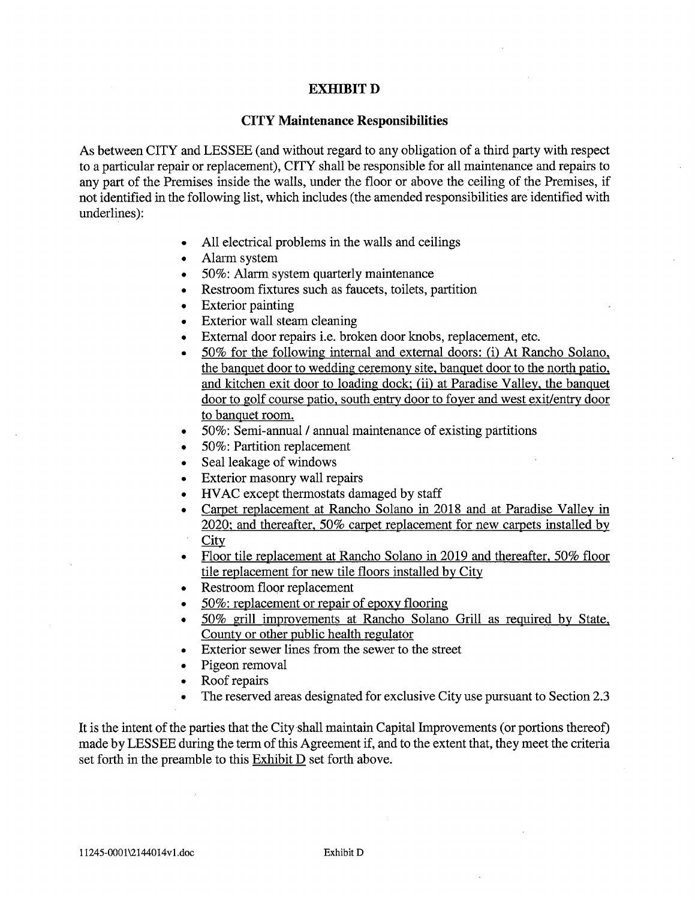# EXHIBIT D

## CITY Maintenance Responsibilities

As between CITY and LESSEE (and without regard to any obligation of a third party with respect to a particular repair or replacement), CITY shall be responsible for all maintenance and repairs to any part of the Premises inside the walls, under the floor or above the ceiling of the Premises, if not identified in the following list, which includes (the amended responsibilities are identified with underlines):

- All electrical problems in the walls and ceilings
- Alarm system
- 50%: Alarm system quarterly maintenance
- Restroom fixtures such as faucets, toilets, partition
- Exterior painting
- Exterior wall steam cleaning
- External door repairs i.e. broken door knobs, replacement, etc.
- <u>50% for the following internal and external doors: (i) At Rancho Solano, the banquet door to wedding ceremony site, banquet door to the north patio, and kitchen exit door to loading dock; (ii) at Paradise Valley, the banquet door to golf course patio, south entry door to foyer and west exit/entry door to banquet room.</u>
- 50%: Semi-annual / annual maintenance of existing partitions
- 50%: Partition replacement
- Seal leakage of windows
- Exterior masonry wall repairs
- HVAC except thermostats damaged by staff
- <u>Carpet replacement at Rancho Solano in 2018 and at Paradise Valley in 2020; and thereafter, 50% carpet replacement for new carpets installed by City</u>
- <u>Floor tile replacement at Rancho Solano in 2019 and thereafter, 50% floor tile replacement for new tile floors installed by City</u>
- Restroom floor replacement
- <u>50%: replacement or repair of epoxy flooring</u>
- <u>50% grill improvements at Rancho Solano Grill as required by State, County or other public health regulator</u>
- Exterior sewer lines from the sewer to the street
- Pigeon removal
- Roof repairs
- The reserved areas designated for exclusive City use pursuant to Section 2.3

It is the intent of the parties that the City shall maintain Capital Improvements (or portions thereof) made by LESSEE during the term of this Agreement if, and to the extent that, they meet the criteria set forth in the preamble to this <u>Exhibit D</u> set forth above.

11245-0001\2144014v1.doc